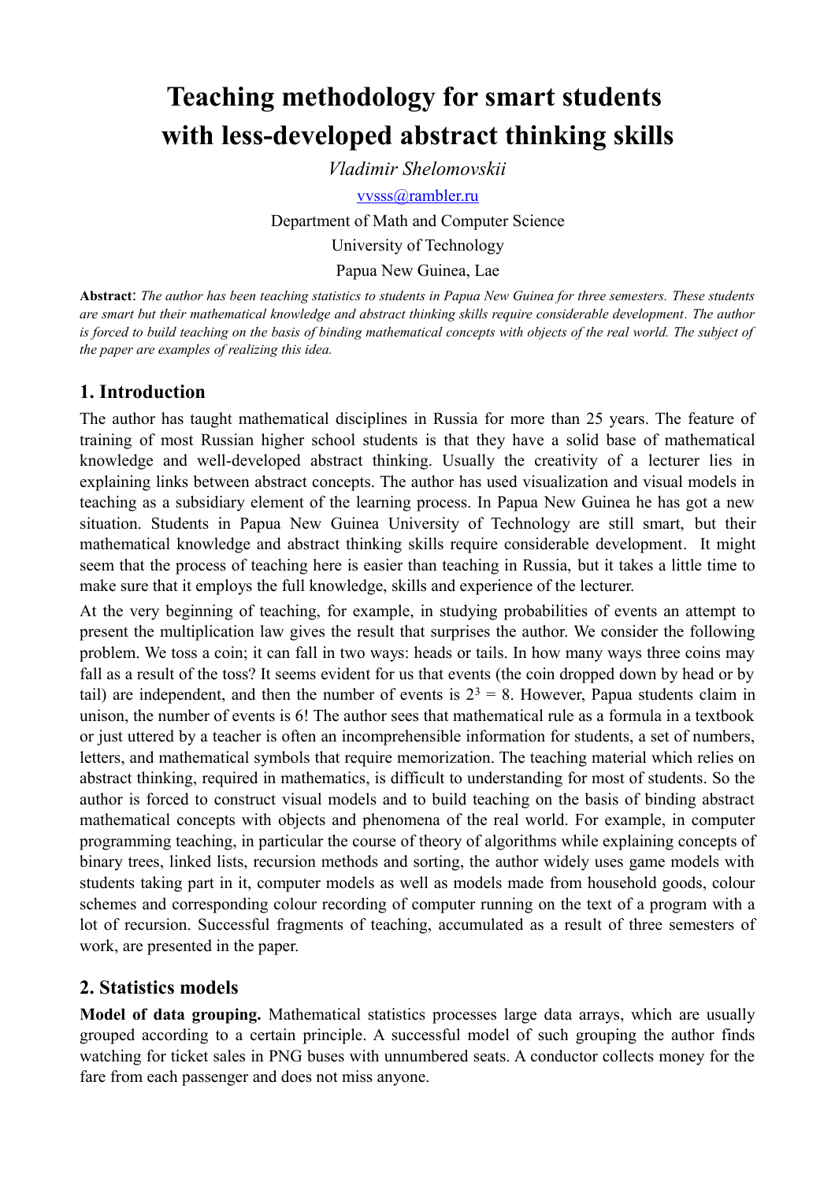# Teaching methodology for smart students with less-developed abstract thinking skills

*Vladimir Shelomovskii*

vvsss@rambler.ru

Department of Math and Computer Science

University of Technology

Papua New Guinea, Lae

**Abstract**: *The author has been teaching statistics to students in Papua New Guinea for three semesters. These students are smart but their mathematical knowledge and abstract thinking skills require considerable development. The author is forced to build teaching on the basis of binding mathematical concepts with objects of the real world. The subject of the paper are examples of realizing this idea.*

## 1. Introduction

The author has taught mathematical disciplines in Russia for more than 25 years. The feature of training of most Russian higher school students is that they have a solid base of mathematical knowledge and well-developed abstract thinking. Usually the creativity of a lecturer lies in explaining links between abstract concepts. The author has used visualization and visual models in teaching as a subsidiary element of the learning process. In Papua New Guinea he has got a new situation. Students in Papua New Guinea University of Technology are still smart, but their mathematical knowledge and abstract thinking skills require considerable development. It might seem that the process of teaching here is easier than teaching in Russia, but it takes a little time to make sure that it employs the full knowledge, skills and experience of the lecturer.

At the very beginning of teaching, for example, in studying probabilities of events an attempt to present the multiplication law gives the result that surprises the author. We consider the following problem. We toss a coin; it can fall in two ways: heads or tails. In how many ways three coins may fall as a result of the toss? It seems evident for us that events (the coin dropped down by head or by tail) are independent, and then the number of events is $2^3 = 8$. However, Papua students claim in unison, the number of events is 6! The author sees that mathematical rule as a formula in a textbook or just uttered by a teacher is often an incomprehensible information for students, a set of numbers, letters, and mathematical symbols that require memorization. The teaching material which relies on abstract thinking, required in mathematics, is difficult to understanding for most of students. So the author is forced to construct visual models and to build teaching on the basis of binding abstract mathematical concepts with objects and phenomena of the real world. For example, in computer programming teaching, in particular the course of theory of algorithms while explaining concepts of binary trees, linked lists, recursion methods and sorting, the author widely uses game models with students taking part in it, computer models as well as models made from household goods, colour schemes and corresponding colour recording of computer running on the text of a program with a lot of recursion. Successful fragments of teaching, accumulated as a result of three semesters of work, are presented in the paper.

## 2. Statistics models

**Model of data grouping.** Mathematical statistics processes large data arrays, which are usually grouped according to a certain principle. A successful model of such grouping the author finds watching for ticket sales in PNG buses with unnumbered seats. A conductor collects money for the fare from each passenger and does not miss anyone.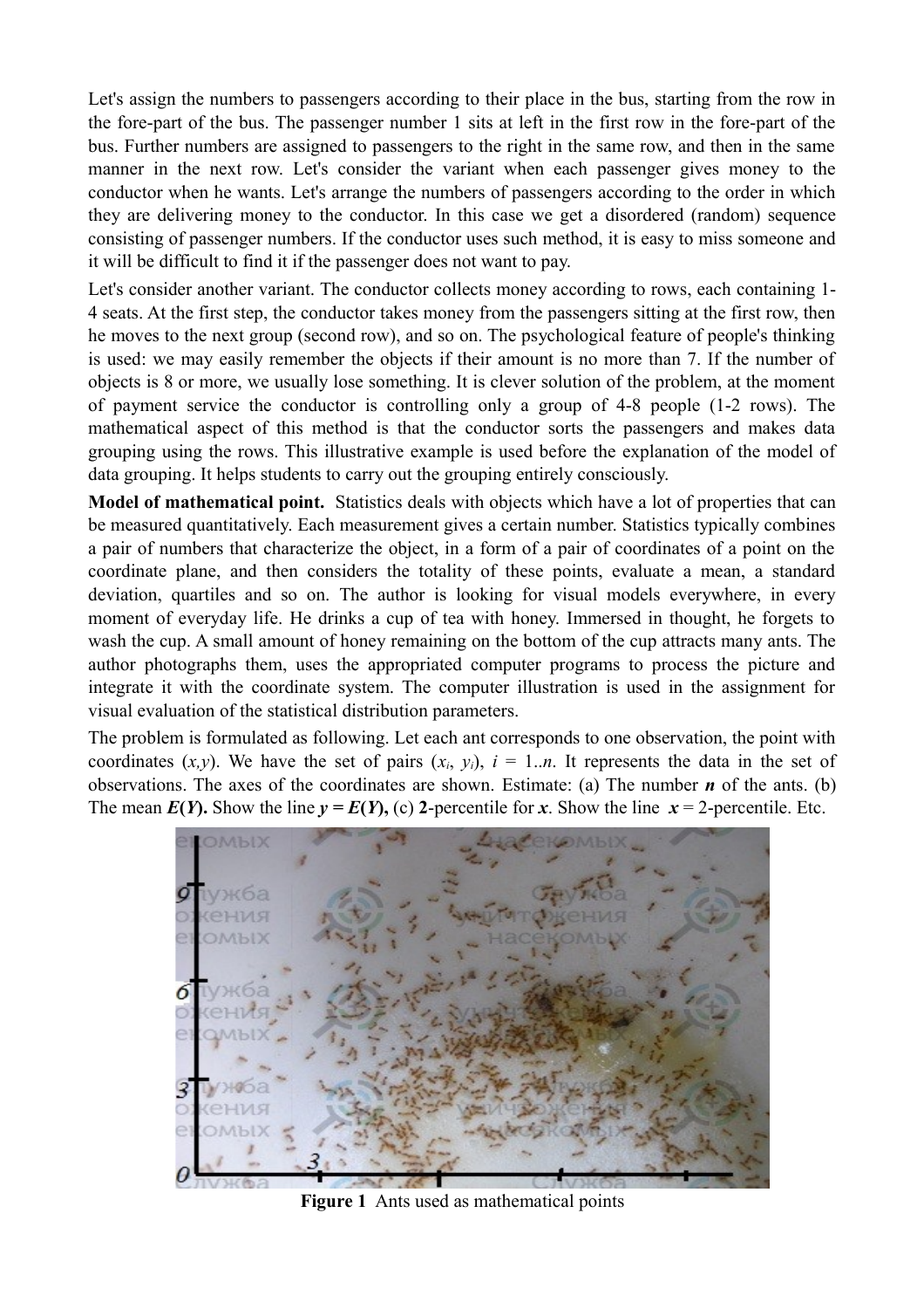Let's assign the numbers to passengers according to their place in the bus, starting from the row in the fore-part of the bus. The passenger number 1 sits at left in the first row in the fore-part of the bus. Further numbers are assigned to passengers to the right in the same row, and then in the same manner in the next row. Let's consider the variant when each passenger gives money to the conductor when he wants. Let's arrange the numbers of passengers according to the order in which they are delivering money to the conductor. In this case we get a disordered (random) sequence consisting of passenger numbers. If the conductor uses such method, it is easy to miss someone and it will be difficult to find it if the passenger does not want to pay.

Let's consider another variant. The conductor collects money according to rows, each containing 1-4 seats. At the first step, the conductor takes money from the passengers sitting at the first row, then he moves to the next group (second row), and so on. The psychological feature of people's thinking is used: we may easily remember the objects if their amount is no more than 7. If the number of objects is 8 or more, we usually lose something. It is clever solution of the problem, at the moment of payment service the conductor is controlling only a group of 4-8 people (1-2 rows). The mathematical aspect of this method is that the conductor sorts the passengers and makes data grouping using the rows. This illustrative example is used before the explanation of the model of data grouping. It helps students to carry out the grouping entirely consciously.

**Model of mathematical point.** Statistics deals with objects which have a lot of properties that can be measured quantitatively. Each measurement gives a certain number. Statistics typically combines a pair of numbers that characterize the object, in a form of a pair of coordinates of a point on the coordinate plane, and then considers the totality of these points, evaluate a mean, a standard deviation, quartiles and so on. The author is looking for visual models everywhere, in every moment of everyday life. He drinks a cup of tea with honey. Immersed in thought, he forgets to wash the cup. A small amount of honey remaining on the bottom of the cup attracts many ants. The author photographs them, uses the appropriated computer programs to process the picture and integrate it with the coordinate system. The computer illustration is used in the assignment for visual evaluation of the statistical distribution parameters.

The problem is formulated as following. Let each ant corresponds to one observation, the point with coordinates $(x,y)$. We have the set of pairs $(x_i, y_i)$, $i = 1..n$. It represents the data in the set of observations. The axes of the coordinates are shown. Estimate: (a) The number $\boldsymbol{n}$ of the ants. (b) The mean $\boldsymbol{E(Y)}$. Show the line $\boldsymbol{y = E(Y)}$, (c) **2**-percentile for $\boldsymbol{x}$. Show the line $x$ = 2-percentile. Etc.

**Figure 1** Ants used as mathematical points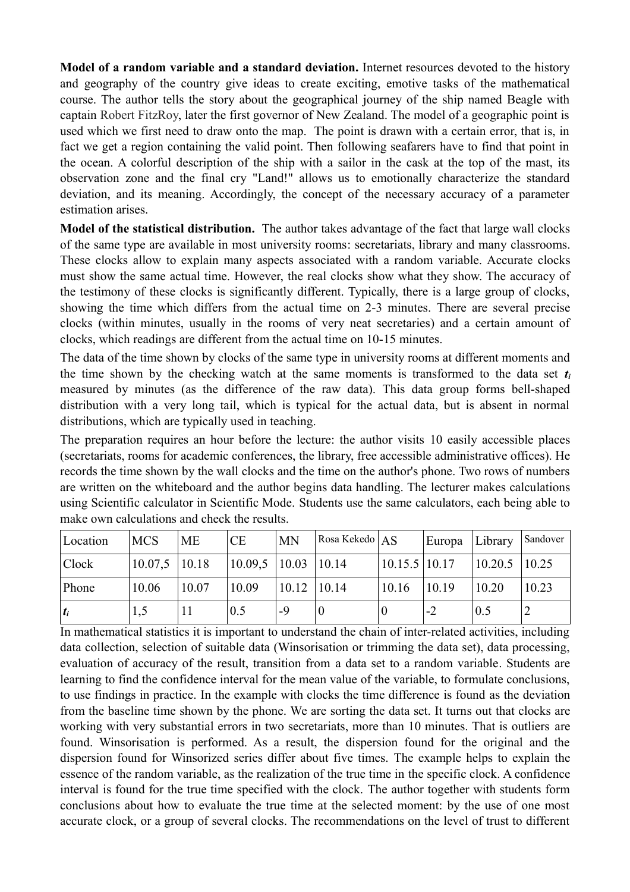**Model of a random variable and a standard deviation.** Internet resources devoted to the history and geography of the country give ideas to create exciting, emotive tasks of the mathematical course. The author tells the story about the geographical journey of the ship named Beagle with captain Robert FitzRoy, later the first governor of New Zealand. The model of a geographic point is used which we first need to draw onto the map. The point is drawn with a certain error, that is, in fact we get a region containing the valid point. Then following seafarers have to find that point in the ocean. A colorful description of the ship with a sailor in the cask at the top of the mast, its observation zone and the final cry "Land!" allows us to emotionally characterize the standard deviation, and its meaning. Accordingly, the concept of the necessary accuracy of a parameter estimation arises.

**Model of the statistical distribution.** The author takes advantage of the fact that large wall clocks of the same type are available in most university rooms: secretariats, library and many classrooms. These clocks allow to explain many aspects associated with a random variable. Accurate clocks must show the same actual time. However, the real clocks show what they show. The accuracy of the testimony of these clocks is significantly different. Typically, there is a large group of clocks, showing the time which differs from the actual time on 2-3 minutes. There are several precise clocks (within minutes, usually in the rooms of very neat secretaries) and a certain amount of clocks, which readings are different from the actual time on 10-15 minutes.

The data of the time shown by clocks of the same type in university rooms at different moments and the time shown by the checking watch at the same moments is transformed to the data set $t_i$ measured by minutes (as the difference of the raw data). This data group forms bell-shaped distribution with a very long tail, which is typical for the actual data, but is absent in normal distributions, which are typically used in teaching.

The preparation requires an hour before the lecture: the author visits 10 easily accessible places (secretariats, rooms for academic conferences, the library, free accessible administrative offices). He records the time shown by the wall clocks and the time on the author's phone. Two rows of numbers are written on the whiteboard and the author begins data handling. The lecturer makes calculations using Scientific calculator in Scientific Mode. Students use the same calculators, each being able to make own calculations and check the results.

| Location | MCS | ME | CE | MN | Rosa Kekedo | AS | Europa | Library | Sandover |
|---|---|---|---|---|---|---|---|---|---|
| Clock | 10.07,5 | 10.18 | 10.09,5 | 10.03 | 10.14 | 10.15.5 | 10.17 | 10.20.5 | 10.25 |
| Phone | 10.06 | 10.07 | 10.09 | 10.12 | 10.14 | 10.16 | 10.19 | 10.20 | 10.23 |
| $t_i$ | 1,5 | 11 | 0.5 | -9 | 0 | 0 | -2 | 0.5 | 2 |

In mathematical statistics it is important to understand the chain of inter-related activities, including data collection, selection of suitable data (Winsorisation or trimming the data set), data processing, evaluation of accuracy of the result, transition from a data set to a random variable. Students are learning to find the confidence interval for the mean value of the variable, to formulate conclusions, to use findings in practice. In the example with clocks the time difference is found as the deviation from the baseline time shown by the phone. We are sorting the data set. It turns out that clocks are working with very substantial errors in two secretariats, more than 10 minutes. That is outliers are found. Winsorisation is performed. As a result, the dispersion found for the original and the dispersion found for Winsorized series differ about five times. The example helps to explain the essence of the random variable, as the realization of the true time in the specific clock. A confidence interval is found for the true time specified with the clock. The author together with students form conclusions about how to evaluate the true time at the selected moment: by the use of one most accurate clock, or a group of several clocks. The recommendations on the level of trust to different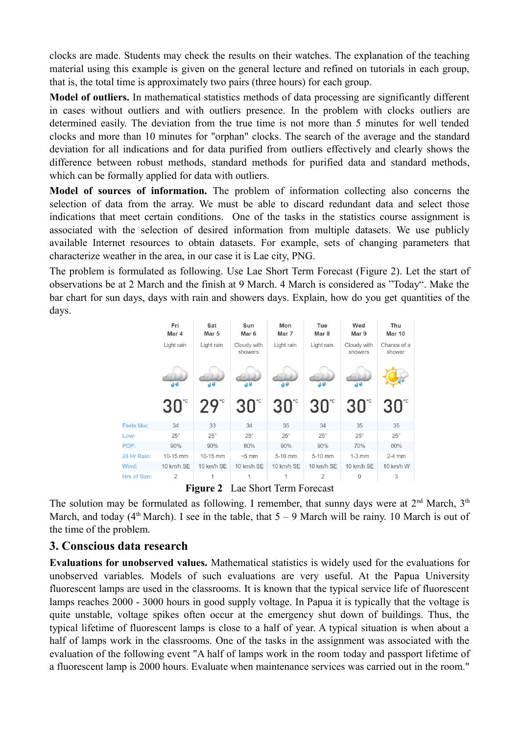clocks are made. Students may check the results on their watches. The explanation of the teaching material using this example is given on the general lecture and refined on tutorials in each group, that is, the total time is approximately two pairs (three hours) for each group.

**Model of outliers.** In mathematical statistics methods of data processing are significantly different in cases without outliers and with outliers presence. In the problem with clocks outliers are determined easily. The deviation from the true time is not more than 5 minutes for well tended clocks and more than 10 minutes for "orphan" clocks. The search of the average and the standard deviation for all indications and for data purified from outliers effectively and clearly shows the difference between robust methods, standard methods for purified data and standard methods, which can be formally applied for data with outliers.

**Model of sources of information.** The problem of information collecting also concerns the selection of data from the array. We must be able to discard redundant data and select those indications that meet certain conditions. One of the tasks in the statistics course assignment is associated with the selection of desired information from multiple datasets. We use publicly available Internet resources to obtain datasets. For example, sets of changing parameters that characterize weather in the area, in our case it is Lae city, PNG.

The problem is formulated as following. Use Lae Short Term Forecast (Figure 2). Let the start of observations be at 2 March and the finish at 9 March. 4 March is considered as "Today". Make the bar chart for sun days, days with rain and showers days. Explain, how do you get quantities of the days.

| | Fri Mar 4 | Sat Mar 5 | Sun Mar 6 | Mon Mar 7 | Tue Mar 8 | Wed Mar 9 | Thu Mar 10 |
|---|---|---|---|---|---|---|---|
| | Light rain | Light rain | Cloudy with showers | Light rain | Light rain | Cloudy with showers | Chance of a shower |
| | 30 °C | 29 °C | 30 °C | 30 °C | 30 °C | 30 °C | 30 °C |
| Feels like: | 34 | 33 | 34 | 35 | 34 | 35 | 35 |
| Low: | 25° | 25° | 25° | 25° | 25° | 25° | 25° |
| POP: | 90% | 90% | 80% | 90% | 90% | 70% | 60% |
| 24 Hr Rain: | 10-15 mm | 10-15 mm | ~5 mm | 5-10 mm | 5-10 mm | 1-3 mm | 2-4 mm |
| Wind: | 10 km/h SE | 10 km/h SE | 10 km/h SE | 10 km/h SE | 10 km/h SE | 10 km/h SE | 10 km/h W |
| Hrs of Sun: | 2 | 1 | 1 | 1 | 2 | 0 | 3 |

**Figure 2** Lae Short Term Forecast

The solution may be formulated as following. I remember, that sunny days were at 2[nd] March, 3[th] March, and today (4[th] March). I see in the table, that 5 – 9 March will be rainy. 10 March is out of the time of the problem.

## 3. Conscious data research

**Evaluations for unobserved values.** Mathematical statistics is widely used for the evaluations for unobserved variables. Models of such evaluations are very useful. At the Papua University fluorescent lamps are used in the classrooms. It is known that the typical service life of fluorescent lamps reaches 2000 - 3000 hours in good supply voltage. In Papua it is typically that the voltage is quite unstable, voltage spikes often occur at the emergency shut down of buildings. Thus, the typical lifetime of fluorescent lamps is close to a half of year. A typical situation is when about a half of lamps work in the classrooms. One of the tasks in the assignment was associated with the evaluation of the following event "A half of lamps work in the room today and passport lifetime of a fluorescent lamp is 2000 hours. Evaluate when maintenance services was carried out in the room."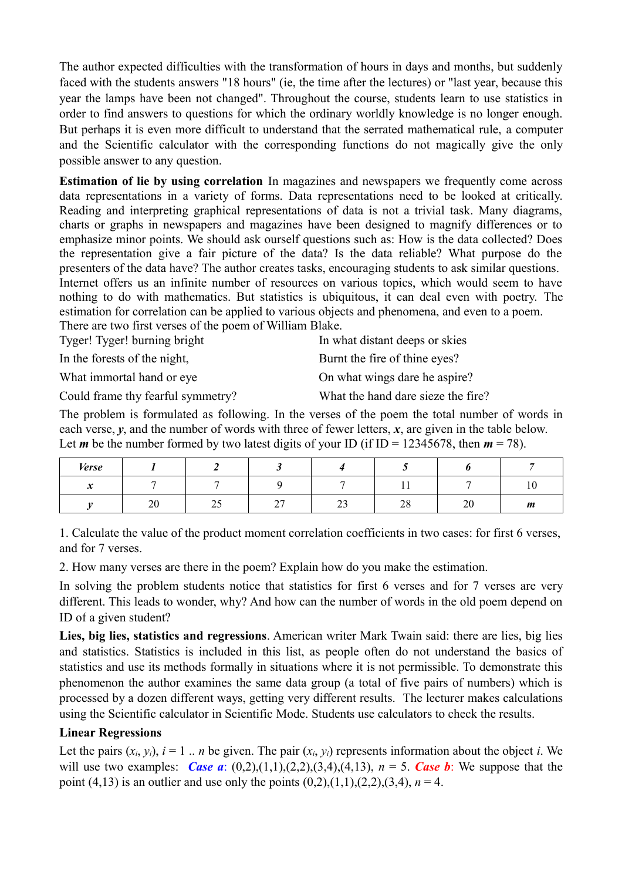The author expected difficulties with the transformation of hours in days and months, but suddenly faced with the students answers "18 hours" (ie, the time after the lectures) or "last year, because this year the lamps have been not changed". Throughout the course, students learn to use statistics in order to find answers to questions for which the ordinary worldly knowledge is no longer enough. But perhaps it is even more difficult to understand that the serrated mathematical rule, a computer and the Scientific calculator with the corresponding functions do not magically give the only possible answer to any question.

**Estimation of lie by using correlation** In magazines and newspapers we frequently come across data representations in a variety of forms. Data representations need to be looked at critically. Reading and interpreting graphical representations of data is not a trivial task. Many diagrams, charts or graphs in newspapers and magazines have been designed to magnify differences or to emphasize minor points. We should ask ourself questions such as: How is the data collected? Does the representation give a fair picture of the data? Is the data reliable? What purpose do the presenters of the data have? The author creates tasks, encouraging students to ask similar questions. Internet offers us an infinite number of resources on various topics, which would seem to have nothing to do with mathematics. But statistics is ubiquitous, it can deal even with poetry. The estimation for correlation can be applied to various objects and phenomena, and even to a poem. There are two first verses of the poem of William Blake.

Tyger! Tyger! burning bright
In the forests of the night,
What immortal hand or eye
Could frame thy fearful symmetry?

In what distant deeps or skies
Burnt the fire of thine eyes?
On what wings dare he aspire?
What the hand dare sieze the fire?

The problem is formulated as following. In the verses of the poem the total number of words in each verse, $\boldsymbol{y}$, and the number of words with three of fewer letters, $\boldsymbol{x}$, are given in the table below. Let $\boldsymbol{m}$ be the number formed by two latest digits of your ID (if ID = 12345678, then $\boldsymbol{m}$ = 78).

| *Verse* | *1* | *2* | *3* | *4* | *5* | *6* | *7* |
|---|---|---|---|---|---|---|---|
| $x$ | 7 | 7 | 9 | 7 | 11 | 7 | 10 |
| $y$ | 20 | 25 | 27 | 23 | 28 | 20 | $m$ |

1. Calculate the value of the product moment correlation coefficients in two cases: for first 6 verses, and for 7 verses.

2. How many verses are there in the poem? Explain how do you make the estimation.

In solving the problem students notice that statistics for first 6 verses and for 7 verses are very different. This leads to wonder, why? And how can the number of words in the old poem depend on ID of a given student?

**Lies, big lies, statistics and regressions**. American writer Mark Twain said: there are lies, big lies and statistics. Statistics is included in this list, as people often do not understand the basics of statistics and use its methods formally in situations where it is not permissible. To demonstrate this phenomenon the author examines the same data group (a total of five pairs of numbers) which is processed by a dozen different ways, getting very different results. The lecturer makes calculations using the Scientific calculator in Scientific Mode. Students use calculators to check the results.

**Linear Regressions**

Let the pairs $(x_i, y_i)$, $i = 1 .. n$ be given. The pair $(x_i, y_i)$ represents information about the object $i$. We will use two examples: ***Case a***: (0,2),(1,1),(2,2),(3,4),(4,13), $n$ = 5. ***Case b***: We suppose that the point (4,13) is an outlier and use only the points (0,2),(1,1),(2,2),(3,4), $n$ = 4.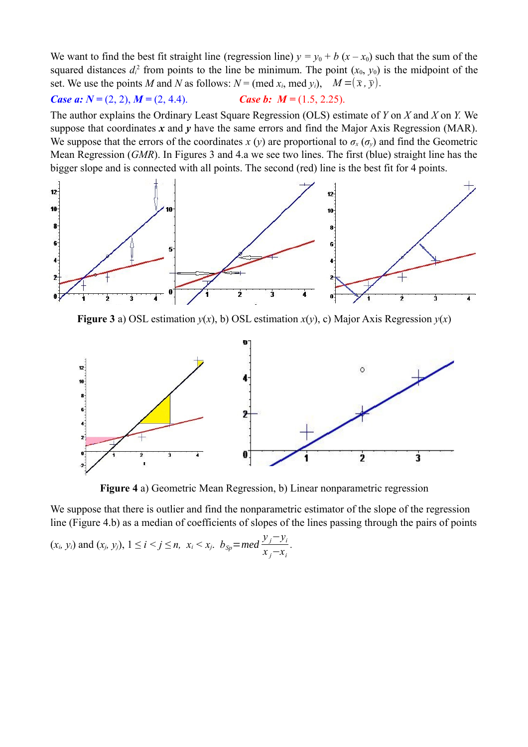We want to find the best fit straight line (regression line) $y = y_0 + b\,(x - x_0)$ such that the sum of the squared distances $d_i^2$ from points to the line be minimum. The point $(x_0, y_0)$ is the midpoint of the set. We use the points $M$ and $N$ as follows: $N = (\text{med}\ x_i, \text{med}\ y_i)$, $M = (\bar{x}, \bar{y})$.

***Case a:*** ***N*** = (2, 2), ***M*** = (2, 4.4).   ***Case b:*** ***M*** = (1.5, 2.25).

The author explains the Ordinary Least Square Regression (OLS) estimate of $Y$ on $X$ and $X$ on $Y$. We suppose that coordinates $\boldsymbol{x}$ and $\boldsymbol{y}$ have the same errors and find the Major Axis Regression (MAR). We suppose that the errors of the coordinates $x$ ($y$) are proportional to $\sigma_x$ ($\sigma_y$) and find the Geometric Mean Regression (*GMR*). In Figures 3 and 4.a we see two lines. The first (blue) straight line has the bigger slope and is connected with all points. The second (red) line is the best fit for 4 points.

**Figure 3** a) OSL estimation $y(x)$, b) OSL estimation $x(y)$, c) Major Axis Regression $y(x)$

**Figure 4** a) Geometric Mean Regression, b) Linear nonparametric regression

We suppose that there is outlier and find the nonparametric estimator of the slope of the regression line (Figure 4.b) as a median of coefficients of slopes of the lines passing through the pairs of points $(x_i, y_i)$ and $(x_j, y_j)$, $1 \le i < j \le n$, $x_i < x_j$. $b_{Sp} = med\,\dfrac{y_j - y_i}{x_j - x_i}$.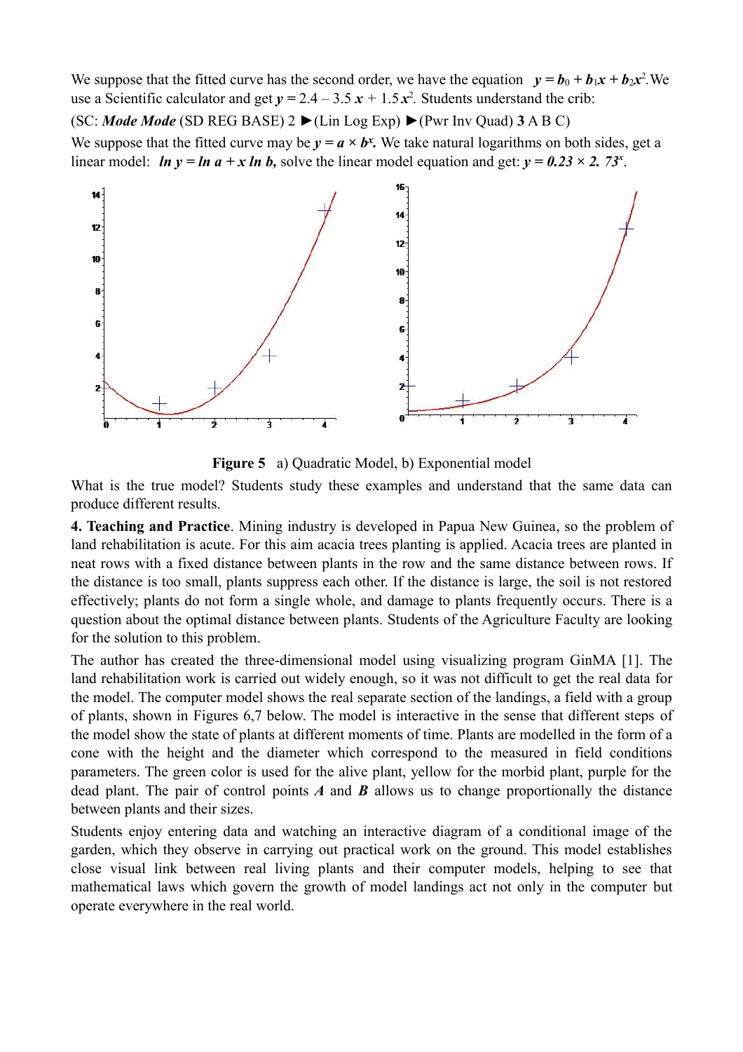We suppose that the fitted curve has the second order, we have the equation $y = b_0 + b_1x + b_2x^2$. We use a Scientific calculator and get $y = 2.4 - 3.5\,x + 1.5\,x^2$. Students understand the crib:

(SC: ***Mode Mode*** (SD REG BASE) 2 ►(Lin Log Exp) ►(Pwr Inv Quad) **3** A B C)

We suppose that the fitted curve may be $y = a \times b^x$. We take natural logarithms on both sides, get a linear model: $\ln y = \ln a + x \ln b$, solve the linear model equation and get: $y = 0.23 \times 2.73^x$.

**Figure 5** a) Quadratic Model, b) Exponential model

What is the true model? Students study these examples and understand that the same data can produce different results.

**4. Teaching and Practice**. Mining industry is developed in Papua New Guinea, so the problem of land rehabilitation is acute. For this aim acacia trees planting is applied. Acacia trees are planted in neat rows with a fixed distance between plants in the row and the same distance between rows. If the distance is too small, plants suppress each other. If the distance is large, the soil is not restored effectively; plants do not form a single whole, and damage to plants frequently occurs. There is a question about the optimal distance between plants. Students of the Agriculture Faculty are looking for the solution to this problem.

The author has created the three-dimensional model using visualizing program GinMA [1]. The land rehabilitation work is carried out widely enough, so it was not difficult to get the real data for the model. The computer model shows the real separate section of the landings, a field with a group of plants, shown in Figures 6,7 below. The model is interactive in the sense that different steps of the model show the state of plants at different moments of time. Plants are modelled in the form of a cone with the height and the diameter which correspond to the measured in field conditions parameters. The green color is used for the alive plant, yellow for the morbid plant, purple for the dead plant. The pair of control points ***A*** and ***B*** allows us to change proportionally the distance between plants and their sizes.

Students enjoy entering data and watching an interactive diagram of a conditional image of the garden, which they observe in carrying out practical work on the ground. This model establishes close visual link between real living plants and their computer models, helping to see that mathematical laws which govern the growth of model landings act not only in the computer but operate everywhere in the real world.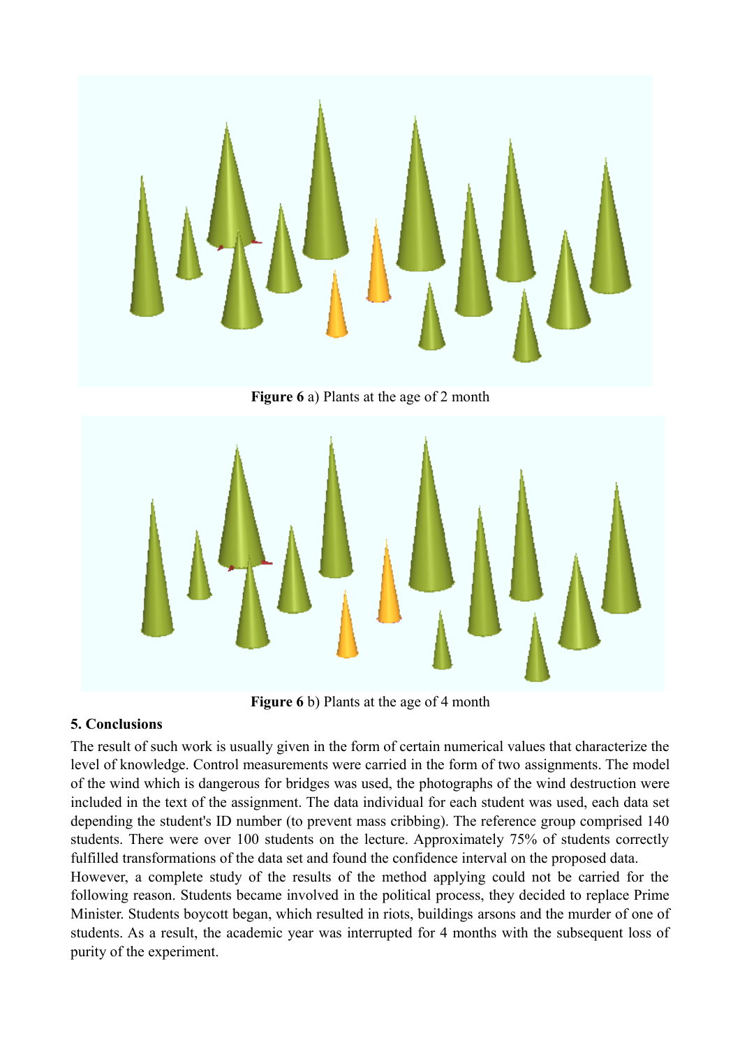**Figure 6** a) Plants at the age of 2 month

**Figure 6** b) Plants at the age of 4 month

## 5. Conclusions

The result of such work is usually given in the form of certain numerical values that characterize the level of knowledge. Control measurements were carried in the form of two assignments. The model of the wind which is dangerous for bridges was used, the photographs of the wind destruction were included in the text of the assignment. The data individual for each student was used, each data set depending the student's ID number (to prevent mass cribbing). The reference group comprised 140 students. There were over 100 students on the lecture. Approximately 75% of students correctly fulfilled transformations of the data set and found the confidence interval on the proposed data.

However, a complete study of the results of the method applying could not be carried for the following reason. Students became involved in the political process, they decided to replace Prime Minister. Students boycott began, which resulted in riots, buildings arsons and the murder of one of students. As a result, the academic year was interrupted for 4 months with the subsequent loss of purity of the experiment.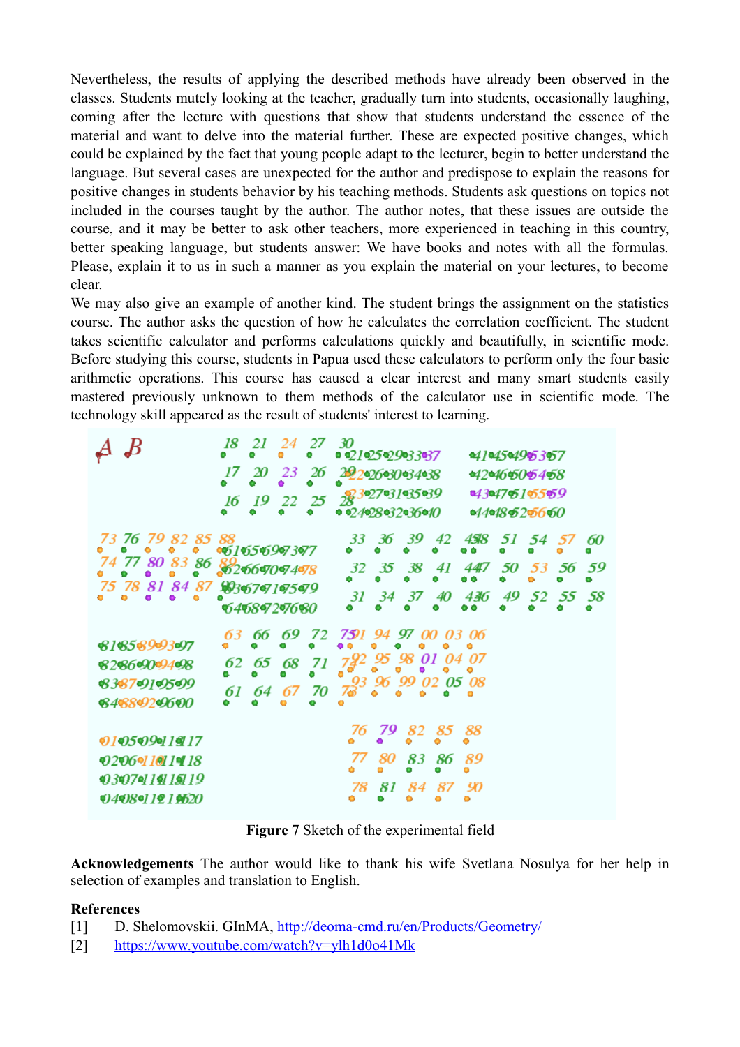Nevertheless, the results of applying the described methods have already been observed in the classes. Students mutely looking at the teacher, gradually turn into students, occasionally laughing, coming after the lecture with questions that show that students understand the essence of the material and want to delve into the material further. These are expected positive changes, which could be explained by the fact that young people adapt to the lecturer, begin to better understand the language. But several cases are unexpected for the author and predispose to explain the reasons for positive changes in students behavior by his teaching methods. Students ask questions on topics not included in the courses taught by the author. The author notes, that these issues are outside the course, and it may be better to ask other teachers, more experienced in teaching in this country, better speaking language, but students answer: We have books and notes with all the formulas. Please, explain it to us in such a manner as you explain the material on your lectures, to become clear.

We may also give an example of another kind. The student brings the assignment on the statistics course. The author asks the question of how he calculates the correlation coefficient. The student takes scientific calculator and performs calculations quickly and beautifully, in scientific mode. Before studying this course, students in Papua used these calculators to perform only the four basic arithmetic operations. This course has caused a clear interest and many smart students easily mastered previously unknown to them methods of the calculator use in scientific mode. The technology skill appeared as the result of students' interest to learning.

**Figure 7** Sketch of the experimental field

**Acknowledgements** The author would like to thank his wife Svetlana Nosulya for her help in selection of examples and translation to English.

**References**

[1] D. Shelomovskii. GInMA, http://deoma-cmd.ru/en/Products/Geometry/

[2] https://www.youtube.com/watch?v=ylh1d0o41Mk